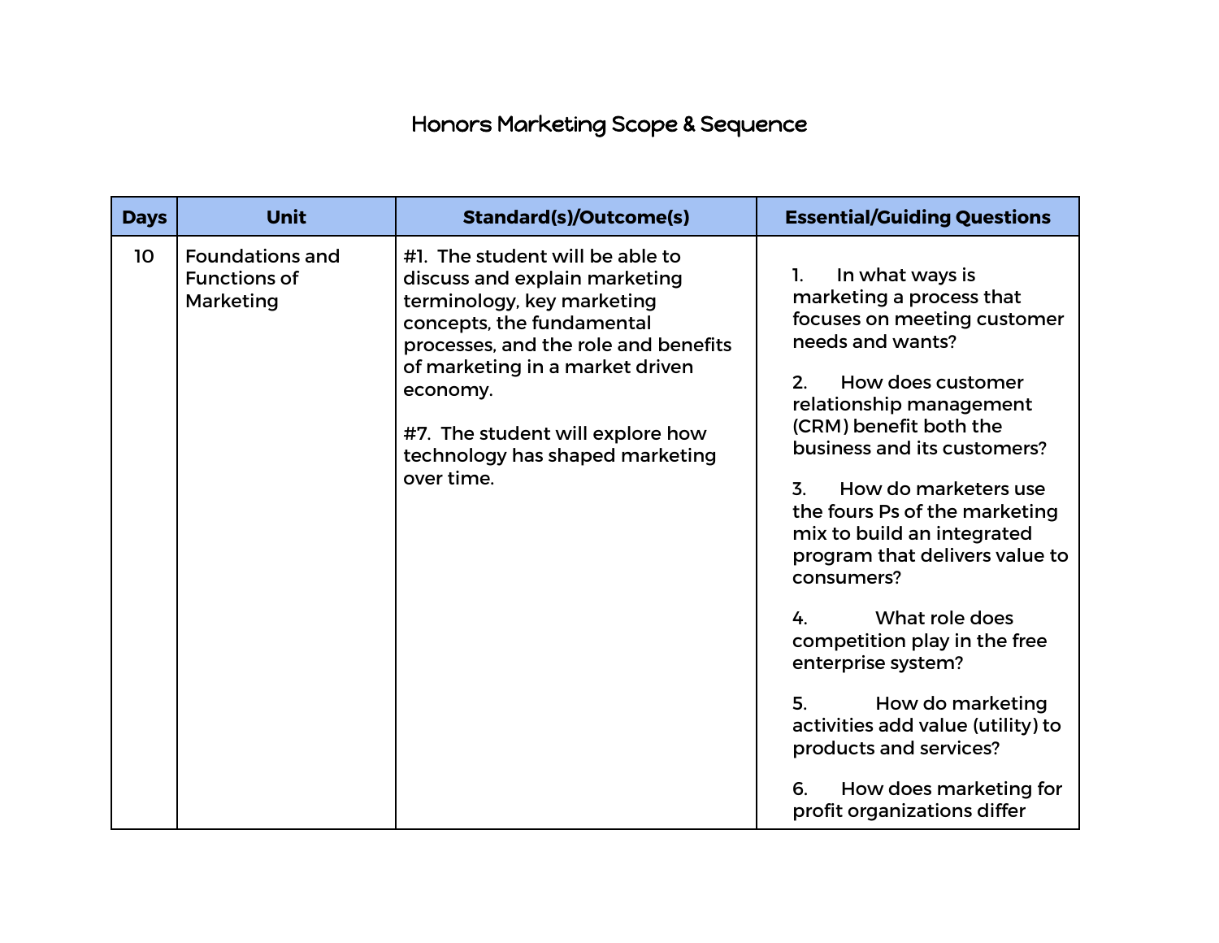# Honors Marketing Scope & Sequence

| Days | Unit | Standard(s)/Outcome(s) | Essential/Guiding Questions |
|---|---|---|---|
| 10 | Foundations and Functions of Marketing | #1. The student will be able to discuss and explain marketing terminology, key marketing concepts, the fundamental processes, and the role and benefits of marketing in a market driven economy.<br><br>#7. The student will explore how technology has shaped marketing over time. | 1. In what ways is marketing a process that focuses on meeting customer needs and wants?<br><br>2. How does customer relationship management (CRM) benefit both the business and its customers?<br><br>3. How do marketers use the fours Ps of the marketing mix to build an integrated program that delivers value to consumers?<br><br>4. What role does competition play in the free enterprise system?<br><br>5. How do marketing activities add value (utility) to products and services?<br><br>6. How does marketing for profit organizations differ |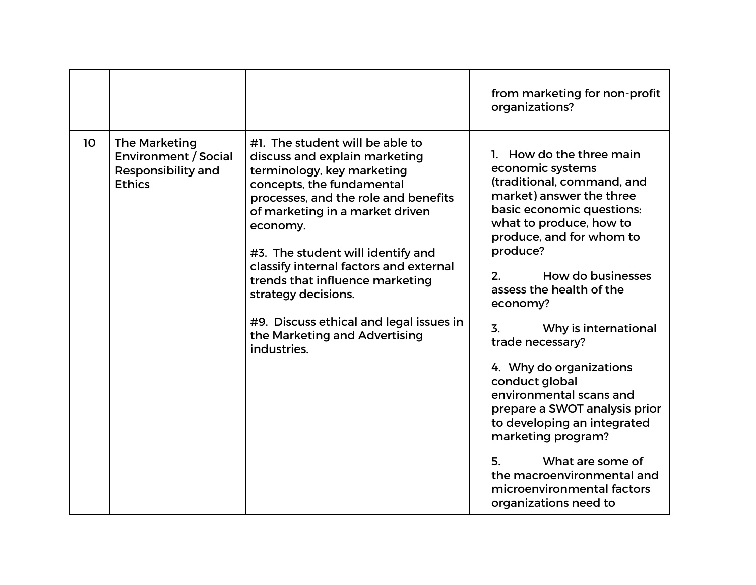| | | | |
|---|---|---|---|
| | | | from marketing for non-profit organizations? |
| 10 | The Marketing Environment / Social Responsibility and Ethics | #1. The student will be able to discuss and explain marketing terminology, key marketing concepts, the fundamental processes, and the role and benefits of marketing in a market driven economy.<br><br>#3. The student will identify and classify internal factors and external trends that influence marketing strategy decisions.<br><br>#9. Discuss ethical and legal issues in the Marketing and Advertising industries. | 1. How do the three main economic systems (traditional, command, and market) answer the three basic economic questions: what to produce, how to produce, and for whom to produce?<br><br>2. How do businesses assess the health of the economy?<br><br>3. Why is international trade necessary?<br><br>4. Why do organizations conduct global environmental scans and prepare a SWOT analysis prior to developing an integrated marketing program?<br><br>5. What are some of the macroenvironmental and microenvironmental factors organizations need to |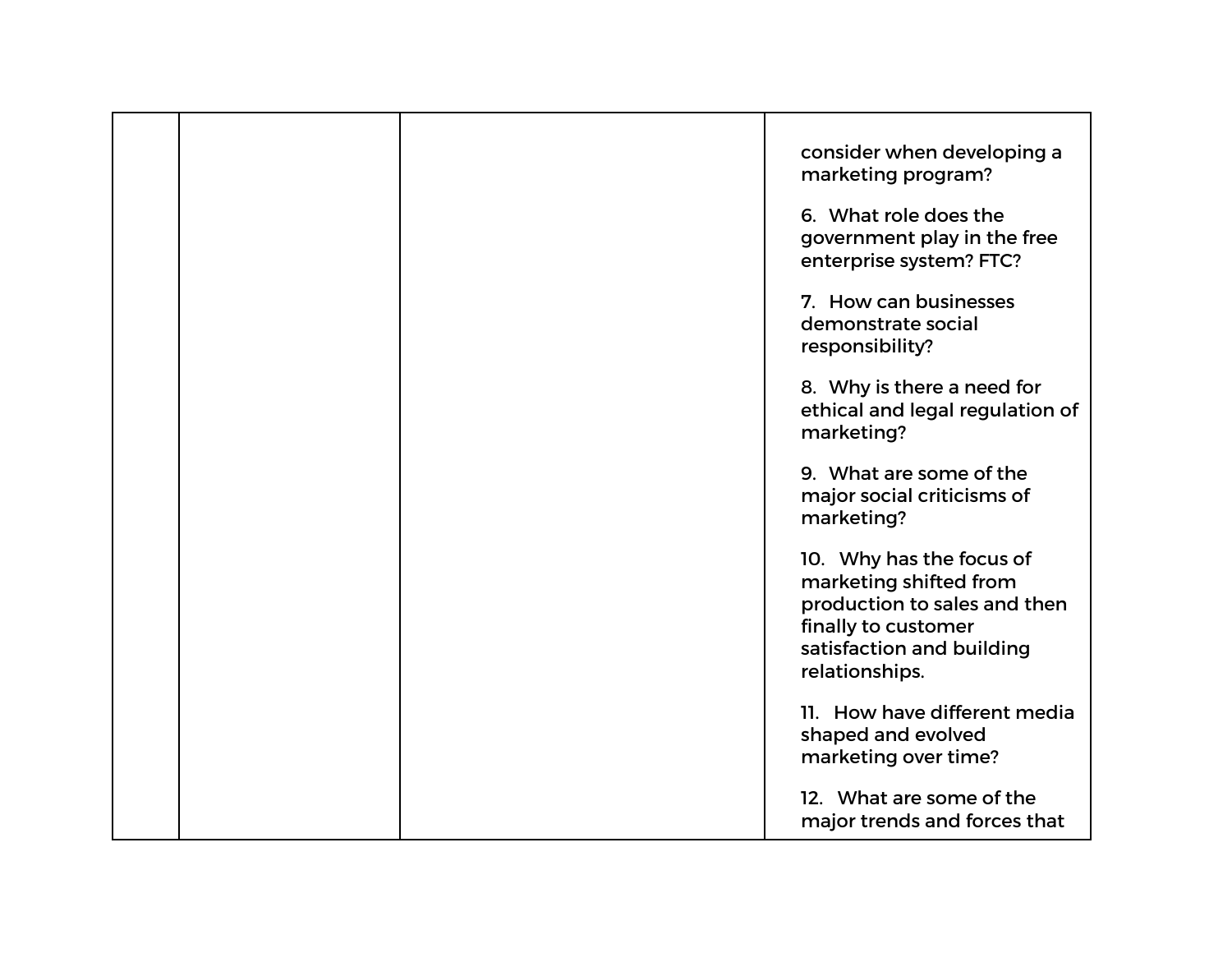| | | | |
|---|---|---|---|
| | | | consider when developing a marketing program?<br><br>6. What role does the government play in the free enterprise system? FTC?<br><br>7. How can businesses demonstrate social responsibility?<br><br>8. Why is there a need for ethical and legal regulation of marketing?<br><br>9. What are some of the major social criticisms of marketing?<br><br>10. Why has the focus of marketing shifted from production to sales and then finally to customer satisfaction and building relationships.<br><br>11. How have different media shaped and evolved marketing over time?<br><br>12. What are some of the major trends and forces that |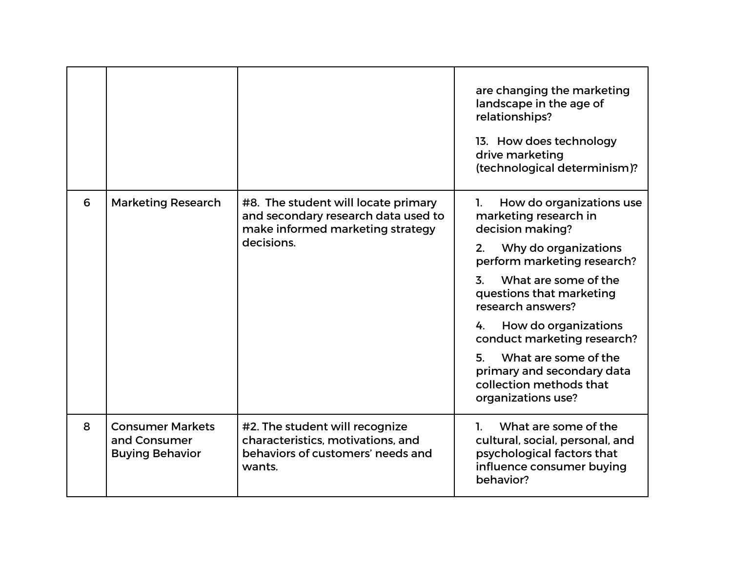| | | | |
|---|---|---|---|
| | | | are changing the marketing landscape in the age of relationships?<br><br>13. How does technology drive marketing (technological determinism)? |
| 6 | Marketing Research | #8. The student will locate primary and secondary research data used to make informed marketing strategy decisions. | 1. How do organizations use marketing research in decision making?<br><br>2. Why do organizations perform marketing research?<br><br>3. What are some of the questions that marketing research answers?<br><br>4. How do organizations conduct marketing research?<br><br>5. What are some of the primary and secondary data collection methods that organizations use? |
| 8 | Consumer Markets and Consumer Buying Behavior | #2. The student will recognize characteristics, motivations, and behaviors of customers' needs and wants. | 1. What are some of the cultural, social, personal, and psychological factors that influence consumer buying behavior? |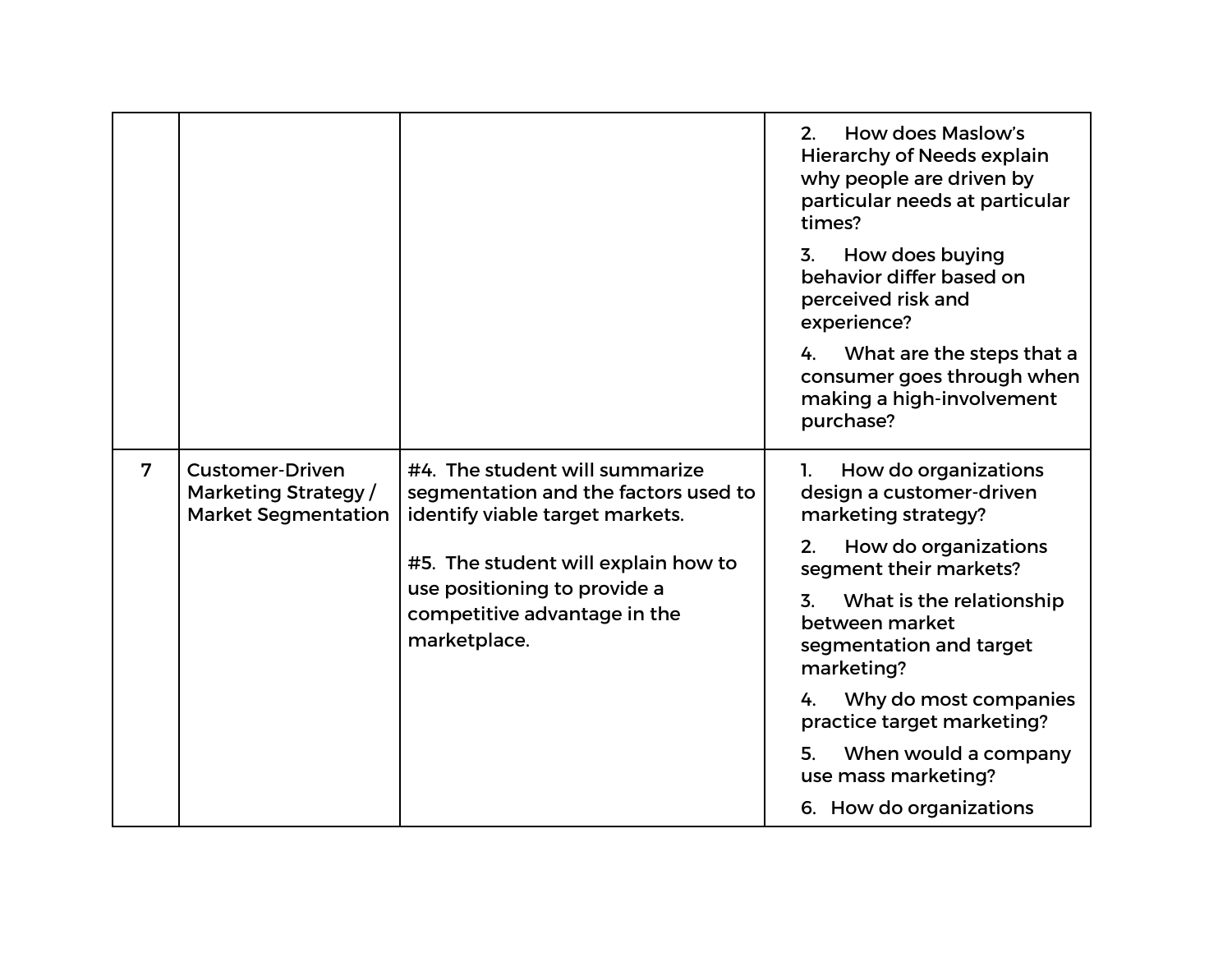| | | | |
|---|---|---|---|
| | | | 2. How does Maslow's Hierarchy of Needs explain why people are driven by particular needs at particular times?<br><br>3. How does buying behavior differ based on perceived risk and experience?<br><br>4. What are the steps that a consumer goes through when making a high-involvement purchase? |
| 7 | Customer-Driven Marketing Strategy / Market Segmentation | #4. The student will summarize segmentation and the factors used to identify viable target markets.<br><br>#5. The student will explain how to use positioning to provide a competitive advantage in the marketplace. | 1. How do organizations design a customer-driven marketing strategy?<br><br>2. How do organizations segment their markets?<br><br>3. What is the relationship between market segmentation and target marketing?<br><br>4. Why do most companies practice target marketing?<br><br>5. When would a company use mass marketing?<br><br>6. How do organizations |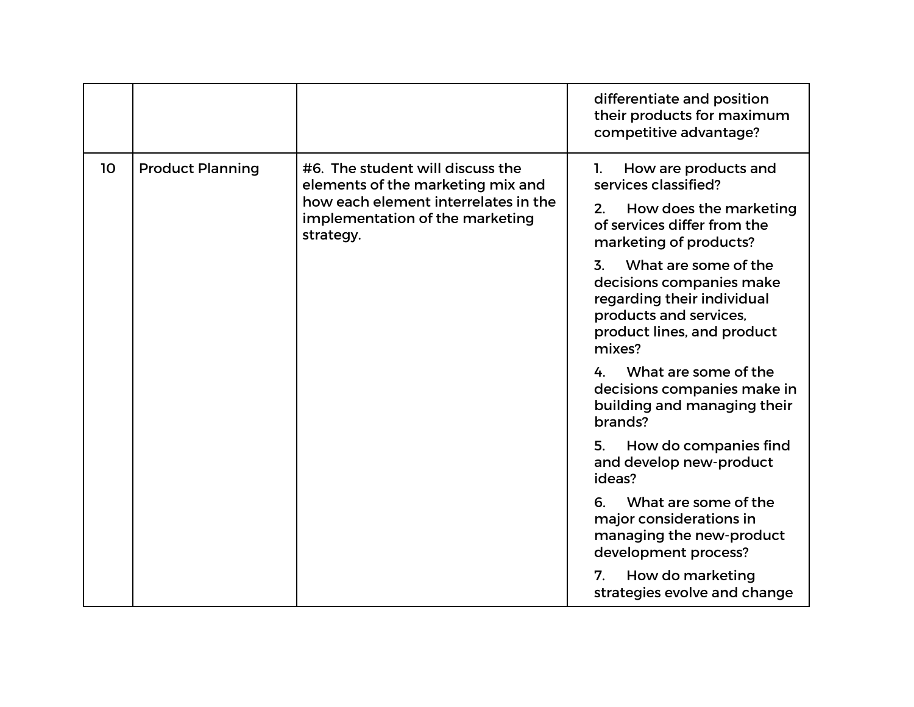| | | | |
|---|---|---|---|
| | | | differentiate and position their products for maximum competitive advantage? |
| 10 | Product Planning | #6. The student will discuss the elements of the marketing mix and how each element interrelates in the implementation of the marketing strategy. | 1. How are products and services classified?<br>2. How does the marketing of services differ from the marketing of products?<br>3. What are some of the decisions companies make regarding their individual products and services, product lines, and product mixes?<br>4. What are some of the decisions companies make in building and managing their brands?<br>5. How do companies find and develop new-product ideas?<br>6. What are some of the major considerations in managing the new-product development process?<br>7. How do marketing strategies evolve and change |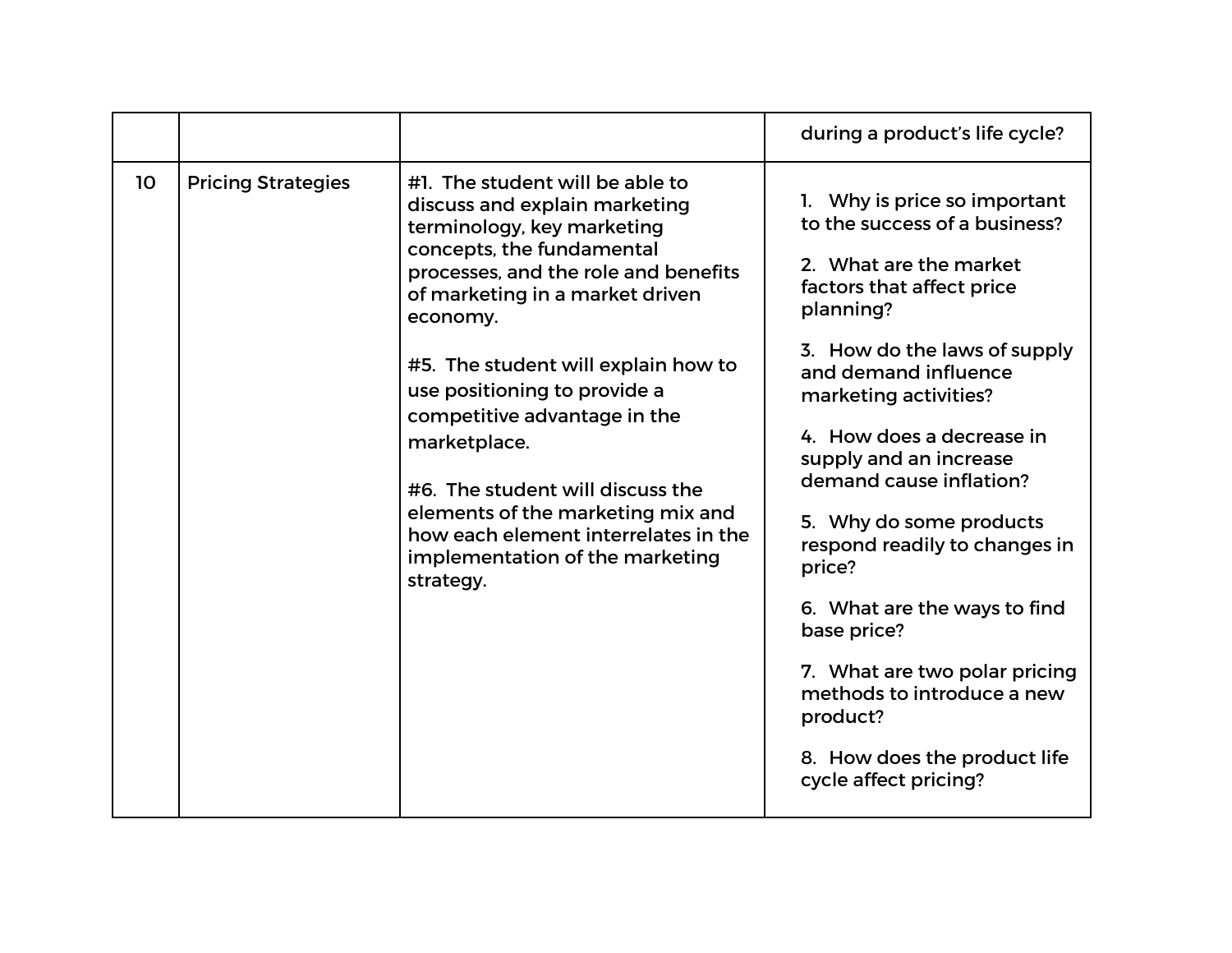| | | | |
|---|---|---|---|
| | | | during a product's life cycle? |
| 10 | Pricing Strategies | #1. The student will be able to discuss and explain marketing terminology, key marketing concepts, the fundamental processes, and the role and benefits of marketing in a market driven economy.<br><br>#5. The student will explain how to use positioning to provide a competitive advantage in the marketplace.<br><br>#6. The student will discuss the elements of the marketing mix and how each element interrelates in the implementation of the marketing strategy. | 1. Why is price so important to the success of a business?<br><br>2. What are the market factors that affect price planning?<br><br>3. How do the laws of supply and demand influence marketing activities?<br><br>4. How does a decrease in supply and an increase demand cause inflation?<br><br>5. Why do some products respond readily to changes in price?<br><br>6. What are the ways to find base price?<br><br>7. What are two polar pricing methods to introduce a new product?<br><br>8. How does the product life cycle affect pricing? |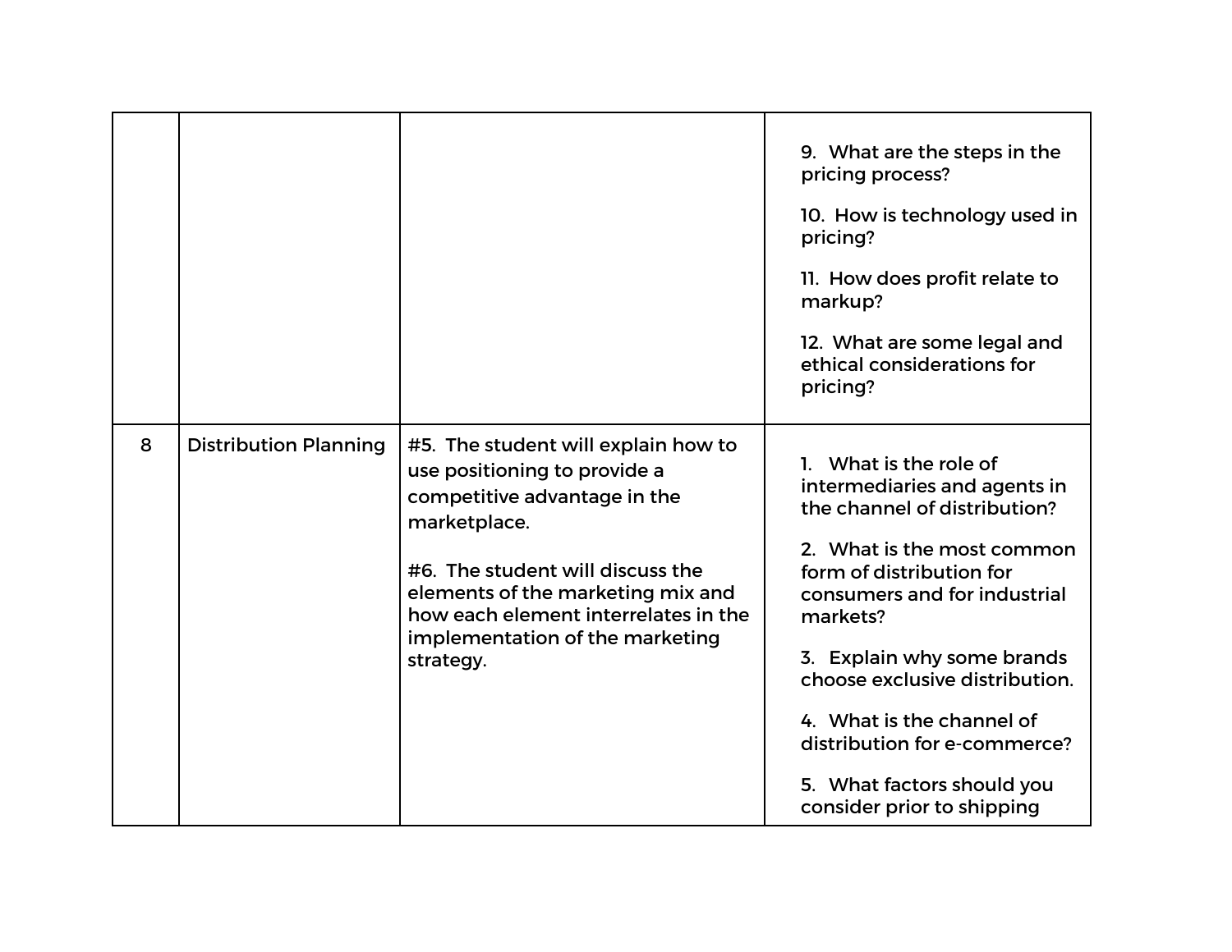|  |  |  |  |
|---|---|---|---|
|  |  |  | 9. What are the steps in the pricing process?<br><br>10. How is technology used in pricing?<br><br>11. How does profit relate to markup?<br><br>12. What are some legal and ethical considerations for pricing? |
| 8 | Distribution Planning | #5. The student will explain how to use positioning to provide a competitive advantage in the marketplace.<br><br>#6. The student will discuss the elements of the marketing mix and how each element interrelates in the implementation of the marketing strategy. | 1. What is the role of intermediaries and agents in the channel of distribution?<br><br>2. What is the most common form of distribution for consumers and for industrial markets?<br><br>3. Explain why some brands choose exclusive distribution.<br><br>4. What is the channel of distribution for e-commerce?<br><br>5. What factors should you consider prior to shipping |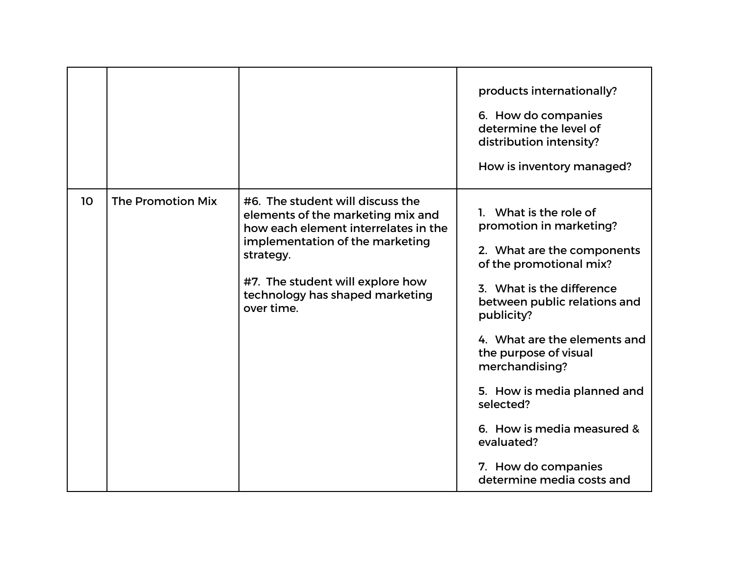| | | | |
|---|---|---|---|
| | | | products internationally?<br><br>6. How do companies determine the level of distribution intensity?<br><br>How is inventory managed? |
| 10 | The Promotion Mix | #6. The student will discuss the elements of the marketing mix and how each element interrelates in the implementation of the marketing strategy.<br><br>#7. The student will explore how technology has shaped marketing over time. | 1. What is the role of promotion in marketing?<br><br>2. What are the components of the promotional mix?<br><br>3. What is the difference between public relations and publicity?<br><br>4. What are the elements and the purpose of visual merchandising?<br><br>5. How is media planned and selected?<br><br>6. How is media measured & evaluated?<br><br>7. How do companies determine media costs and |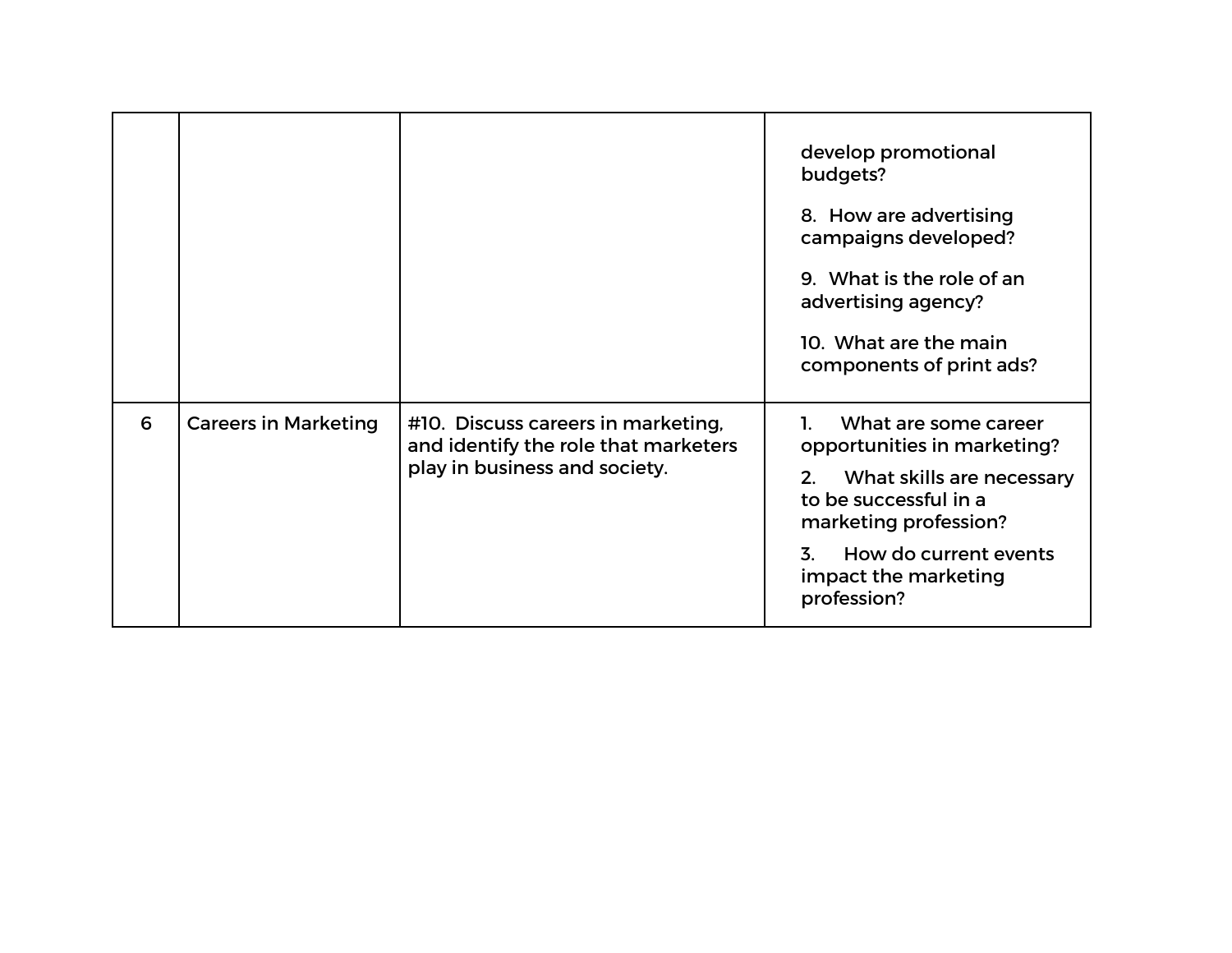| | | | |
|---|---|---|---|
| | | | develop promotional budgets?<br><br>8. How are advertising campaigns developed?<br><br>9. What is the role of an advertising agency?<br><br>10. What are the main components of print ads? |
| 6 | Careers in Marketing | #10. Discuss careers in marketing, and identify the role that marketers play in business and society. | 1. What are some career opportunities in marketing?<br><br>2. What skills are necessary to be successful in a marketing profession?<br><br>3. How do current events impact the marketing profession? |